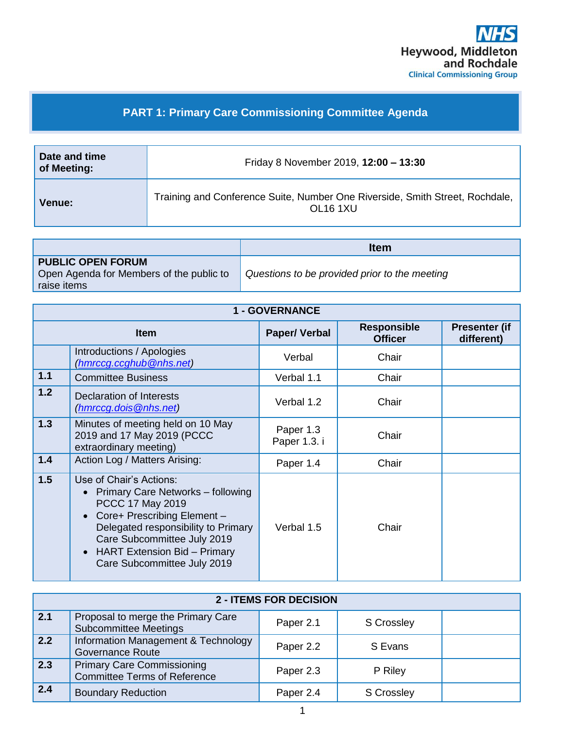NHS
Heywood, Middleton and Rochdale
Clinical Commissioning Group

# PART 1: Primary Care Commissioning Committee Agenda

| | |
|---|---|
| **Date and time of Meeting:** | Friday 8 November 2019, **12:00 – 13:30** |
| **Venue:** | Training and Conference Suite, Number One Riverside, Smith Street, Rochdale, OL16 1XU |

| | **Item** |
|---|---|
| **PUBLIC OPEN FORUM** Open Agenda for Members of the public to raise items | *Questions to be provided prior to the meeting* |

| **1 - GOVERNANCE** | | | | |
|---|---|---|---|---|
| | **Item** | **Paper/ Verbal** | **Responsible Officer** | **Presenter (if different)** |
| | Introductions / Apologies (*hmrccg.ccghub@nhs.net*) | Verbal | Chair | |
| **1.1** | Committee Business | Verbal 1.1 | Chair | |
| **1.2** | Declaration of Interests (*hmrccg.dois@nhs.net*) | Verbal 1.2 | Chair | |
| **1.3** | Minutes of meeting held on 10 May 2019 and 17 May 2019 (PCCC extraordinary meeting) | Paper 1.3 Paper 1.3. i | Chair | |
| **1.4** | Action Log / Matters Arising: | Paper 1.4 | Chair | |
| **1.5** | Use of Chair's Actions: <br>• Primary Care Networks – following PCCC 17 May 2019 <br>• Core+ Prescribing Element – Delegated responsibility to Primary Care Subcommittee July 2019 <br>• HART Extension Bid – Primary Care Subcommittee July 2019 | Verbal 1.5 | Chair | |

| **2 - ITEMS FOR DECISION** | | | | |
|---|---|---|---|---|
| **2.1** | Proposal to merge the Primary Care Subcommittee Meetings | Paper 2.1 | S Crossley | |
| **2.2** | Information Management & Technology Governance Route | Paper 2.2 | S Evans | |
| **2.3** | Primary Care Commissioning Committee Terms of Reference | Paper 2.3 | P Riley | |
| **2.4** | Boundary Reduction | Paper 2.4 | S Crossley | |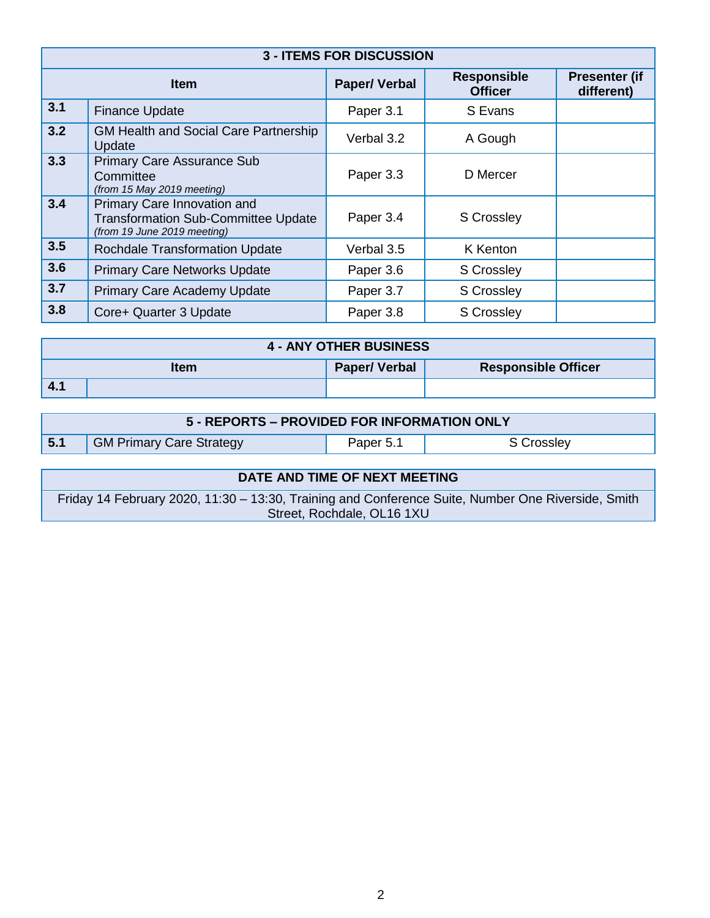| 3 - ITEMS FOR DISCUSSION | | | | |
|---|---|---|---|---|
| **Item** | | **Paper/ Verbal** | **Responsible Officer** | **Presenter (if different)** |
| **3.1** | Finance Update | Paper 3.1 | S Evans | |
| **3.2** | GM Health and Social Care Partnership Update | Verbal 3.2 | A Gough | |
| **3.3** | Primary Care Assurance Sub Committee *(from 15 May 2019 meeting)* | Paper 3.3 | D Mercer | |
| **3.4** | Primary Care Innovation and Transformation Sub-Committee Update *(from 19 June 2019 meeting)* | Paper 3.4 | S Crossley | |
| **3.5** | Rochdale Transformation Update | Verbal 3.5 | K Kenton | |
| **3.6** | Primary Care Networks Update | Paper 3.6 | S Crossley | |
| **3.7** | Primary Care Academy Update | Paper 3.7 | S Crossley | |
| **3.8** | Core+ Quarter 3 Update | Paper 3.8 | S Crossley | |

| 4 - ANY OTHER BUSINESS | | | |
|---|---|---|---|
| **Item** | | **Paper/ Verbal** | **Responsible Officer** |
| **4.1** | | | |

| 5 - REPORTS – PROVIDED FOR INFORMATION ONLY | | | |
|---|---|---|---|
| **5.1** | GM Primary Care Strategy | Paper 5.1 | S Crossley |

| DATE AND TIME OF NEXT MEETING |
|---|
| Friday 14 February 2020, 11:30 – 13:30, Training and Conference Suite, Number One Riverside, Smith Street, Rochdale, OL16 1XU |